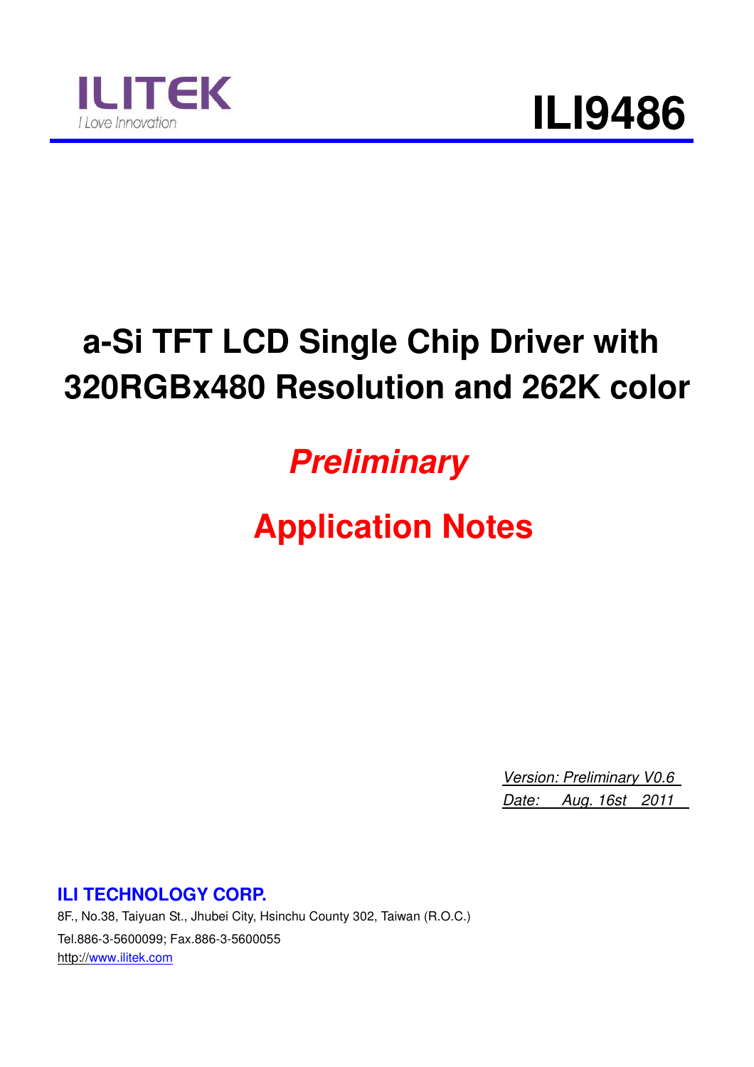ILITEK

I Love Innovation

# ILI9486

# a-Si TFT LCD Single Chip Driver with 320RGBx480 Resolution and 262K color

## *Preliminary*

## Application Notes

*Version: Preliminary V0.6*

*Date: Aug. 16st 2011*

**ILI TECHNOLOGY CORP.**

8F., No.38, Taiyuan St., Jhubei City, Hsinchu County 302, Taiwan (R.O.C.)

Tel.886-3-5600099; Fax.886-3-5600055

http://www.ilitek.com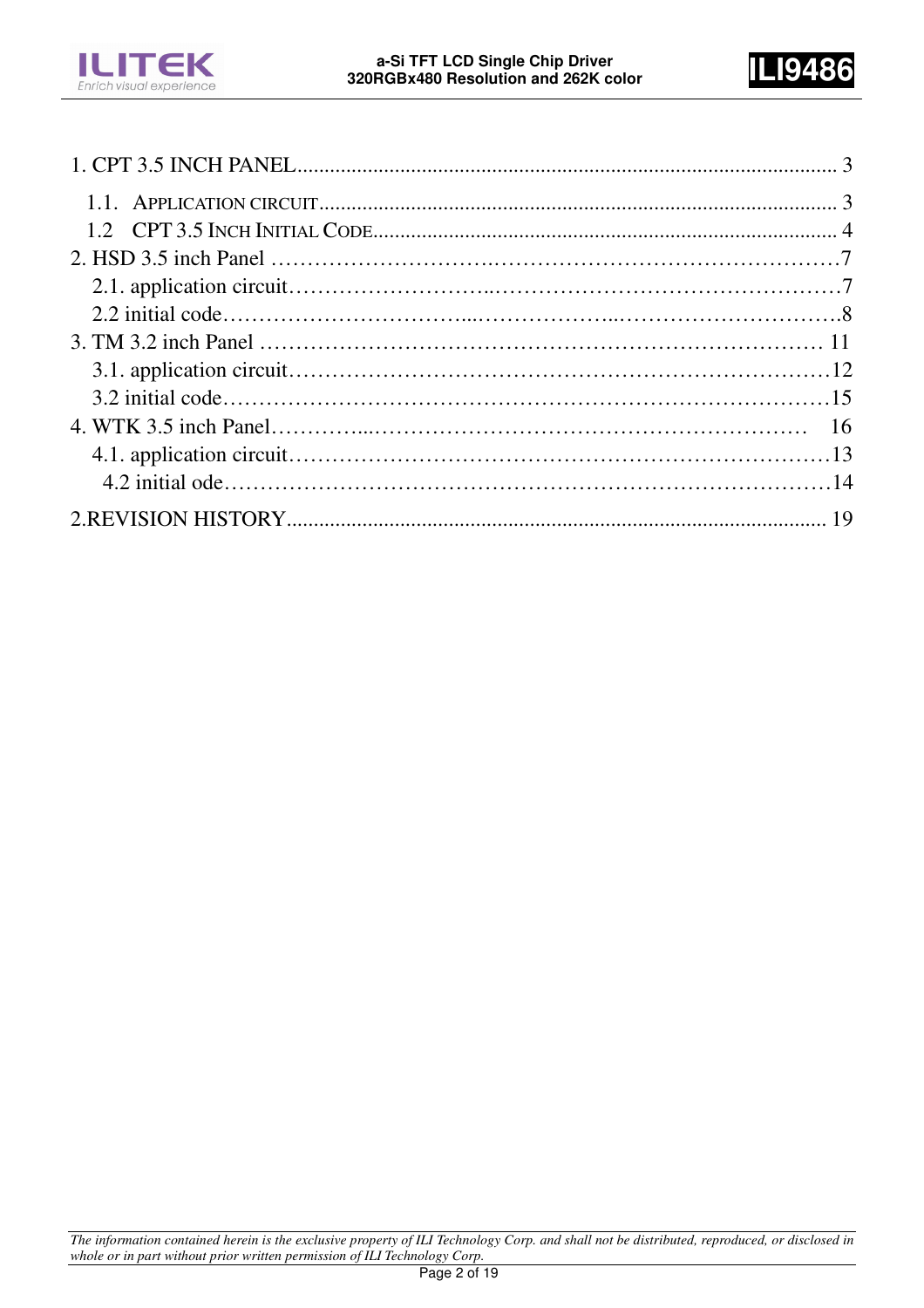1. CPT 3.5 INCH PANEL .................................................. 3

   1.1. APPLICATION CIRCUIT .................................................. 3

   1.2 CPT 3.5 INCH INITIAL CODE .................................................. 4

2. HSD 3.5 inch Panel ……………………………………………………………7

   2.1. application circuit……………………………………………………7

   2.2 initial code……………………………………………………………8

3. TM 3.2 inch Panel ……………………………………………………… 11

   3.1. application circuit……………………………………………………12

   3.2 initial code……………………………………………………………15

4. WTK 3.5 inch Panel……………………………………………………… 16

   4.1. application circuit……………………………………………………13

   4.2 initial ode……………………………………………………………14

2.REVISION HISTORY .................................................. 19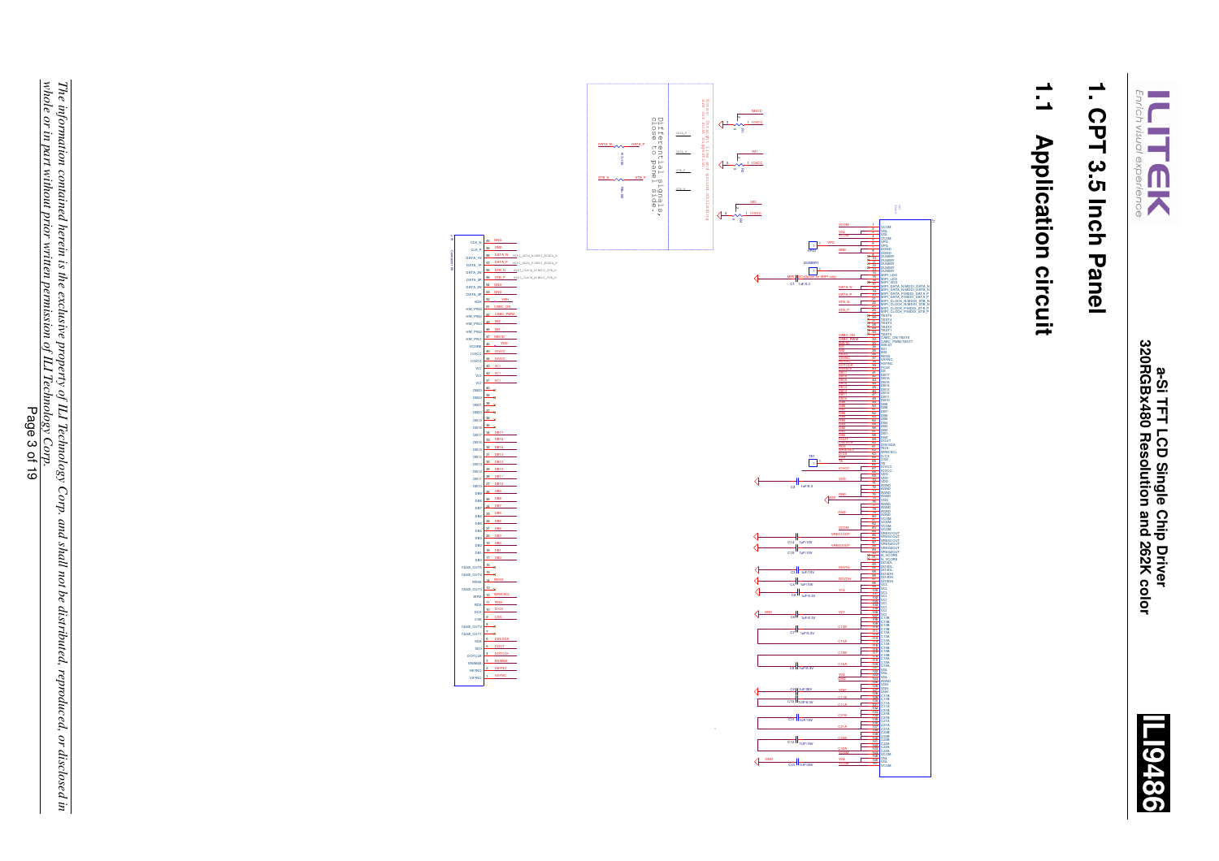# 1. CPT 3.5 Inch Panel

## 1.1 Application circuit

Differential signals, close to panel side.

*The information contained herein is the exclusive property of ILI Technology Corp. and shall not be distributed, reproduced, or disclosed in whole or in part without prior written permission of ILI Technology Corp.*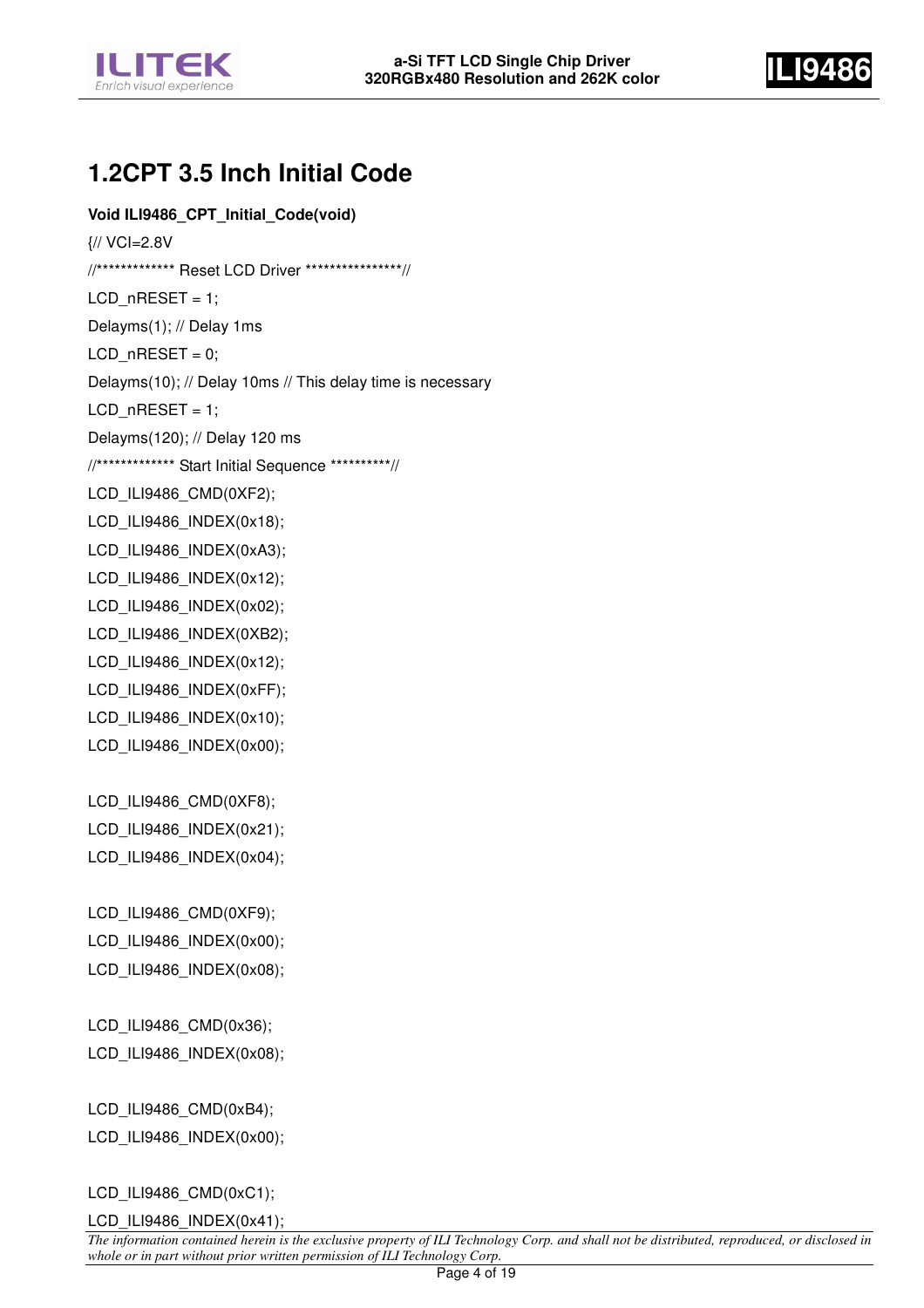## 1.2CPT 3.5 Inch Initial Code

**Void ILI9486_CPT_Initial_Code(void)**

```
{// VCI=2.8V
//************* Reset LCD Driver ****************//
LCD_nRESET = 1;
Delayms(1); // Delay 1ms
LCD_nRESET = 0;
Delayms(10); // Delay 10ms // This delay time is necessary
LCD_nRESET = 1;
Delayms(120); // Delay 120 ms
//************* Start Initial Sequence **********//
LCD_ILI9486_CMD(0XF2);
LCD_ILI9486_INDEX(0x18);
LCD_ILI9486_INDEX(0xA3);
LCD_ILI9486_INDEX(0x12);
LCD_ILI9486_INDEX(0x02);
LCD_ILI9486_INDEX(0XB2);
LCD_ILI9486_INDEX(0x12);
LCD_ILI9486_INDEX(0xFF);
LCD_ILI9486_INDEX(0x10);
LCD_ILI9486_INDEX(0x00);

LCD_ILI9486_CMD(0XF8);
LCD_ILI9486_INDEX(0x21);
LCD_ILI9486_INDEX(0x04);

LCD_ILI9486_CMD(0XF9);
LCD_ILI9486_INDEX(0x00);
LCD_ILI9486_INDEX(0x08);

LCD_ILI9486_CMD(0x36);
LCD_ILI9486_INDEX(0x08);

LCD_ILI9486_CMD(0xB4);
LCD_ILI9486_INDEX(0x00);

LCD_ILI9486_CMD(0xC1);
LCD_ILI9486_INDEX(0x41);
```

*The information contained herein is the exclusive property of ILI Technology Corp. and shall not be distributed, reproduced, or disclosed in whole or in part without prior written permission of ILI Technology Corp.*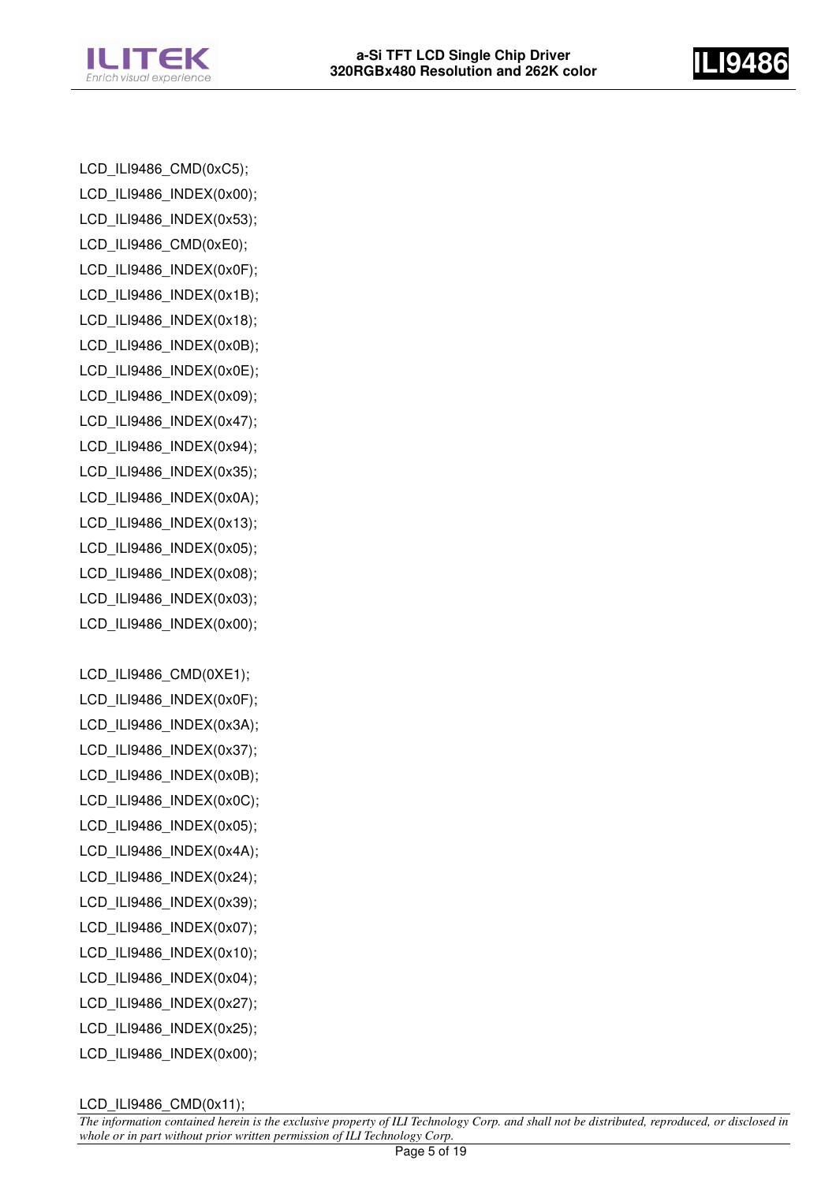```
LCD_ILI9486_CMD(0xC5);
LCD_ILI9486_INDEX(0x00);
LCD_ILI9486_INDEX(0x53);
LCD_ILI9486_CMD(0xE0);
LCD_ILI9486_INDEX(0x0F);
LCD_ILI9486_INDEX(0x1B);
LCD_ILI9486_INDEX(0x18);
LCD_ILI9486_INDEX(0x0B);
LCD_ILI9486_INDEX(0x0E);
LCD_ILI9486_INDEX(0x09);
LCD_ILI9486_INDEX(0x47);
LCD_ILI9486_INDEX(0x94);
LCD_ILI9486_INDEX(0x35);
LCD_ILI9486_INDEX(0x0A);
LCD_ILI9486_INDEX(0x13);
LCD_ILI9486_INDEX(0x05);
LCD_ILI9486_INDEX(0x08);
LCD_ILI9486_INDEX(0x03);
LCD_ILI9486_INDEX(0x00);

LCD_ILI9486_CMD(0XE1);
LCD_ILI9486_INDEX(0x0F);
LCD_ILI9486_INDEX(0x3A);
LCD_ILI9486_INDEX(0x37);
LCD_ILI9486_INDEX(0x0B);
LCD_ILI9486_INDEX(0x0C);
LCD_ILI9486_INDEX(0x05);
LCD_ILI9486_INDEX(0x4A);
LCD_ILI9486_INDEX(0x24);
LCD_ILI9486_INDEX(0x39);
LCD_ILI9486_INDEX(0x07);
LCD_ILI9486_INDEX(0x10);
LCD_ILI9486_INDEX(0x04);
LCD_ILI9486_INDEX(0x27);
LCD_ILI9486_INDEX(0x25);
LCD_ILI9486_INDEX(0x00);

LCD_ILI9486_CMD(0x11);
```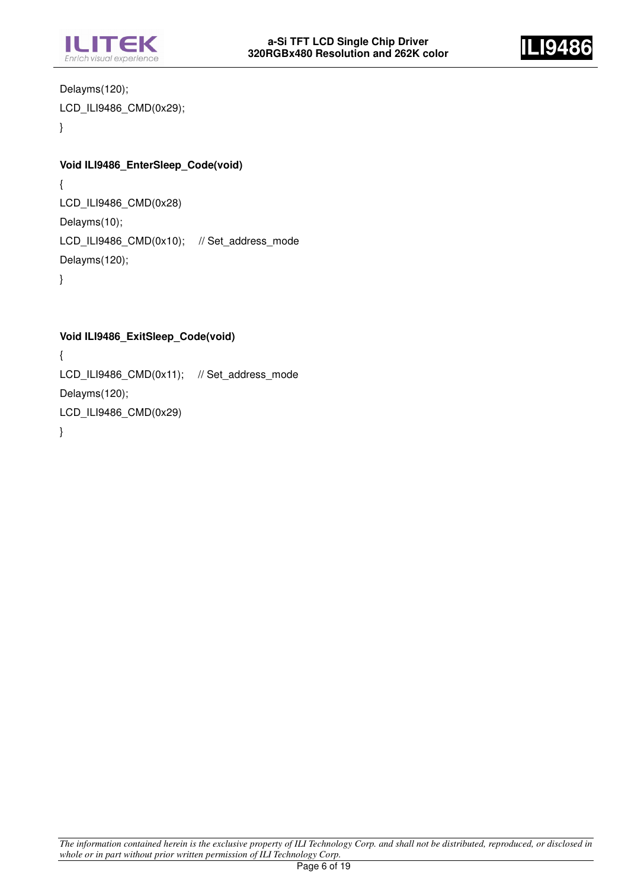```
Delayms(120);
LCD_ILI9486_CMD(0x29);
}
```

**Void ILI9486_EnterSleep_Code(void)**

```
{
LCD_ILI9486_CMD(0x28)
Delayms(10);
LCD_ILI9486_CMD(0x10);    // Set_address_mode
Delayms(120);
}
```

**Void ILI9486_ExitSleep_Code(void)**

```
{
LCD_ILI9486_CMD(0x11);    // Set_address_mode
Delayms(120);
LCD_ILI9486_CMD(0x29)
}
```

*The information contained herein is the exclusive property of ILI Technology Corp. and shall not be distributed, reproduced, or disclosed in whole or in part without prior written permission of ILI Technology Corp.*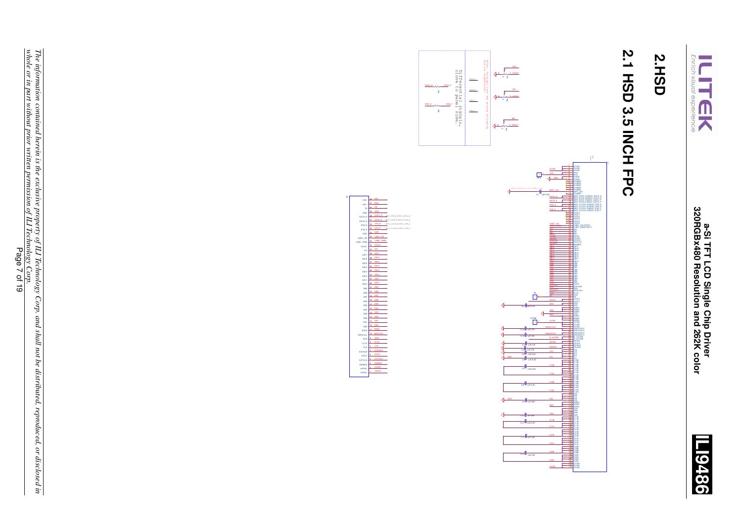# 2.HSD

## 2.1 HSD 3.5 INCH FPC

Differential signals, close to panel side.

*The information contained herein is the exclusive property of ILI Technology Corp. and shall not be distributed, reproduced, or disclosed in whole or in part without prior written permission of ILI Technology Corp.*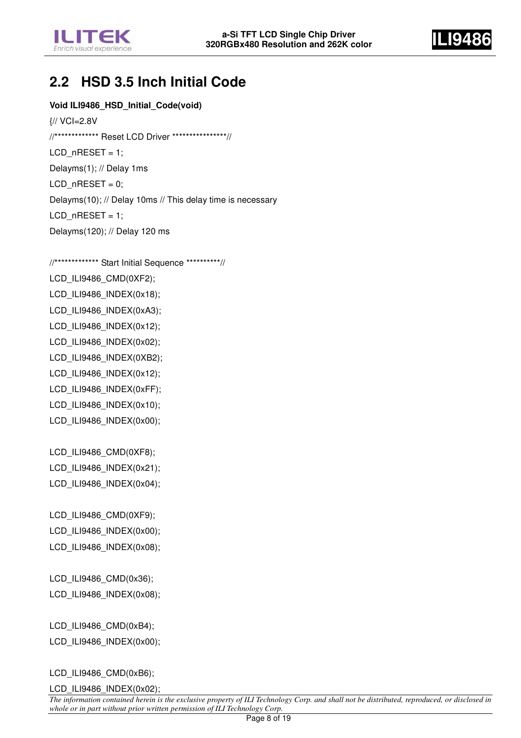## 2.2 HSD 3.5 Inch Initial Code

**Void ILI9486_HSD_Initial_Code(void)**

```
{// VCI=2.8V
//************* Reset LCD Driver ****************//
LCD_nRESET = 1;
Delayms(1); // Delay 1ms
LCD_nRESET = 0;
Delayms(10); // Delay 10ms // This delay time is necessary
LCD_nRESET = 1;
Delayms(120); // Delay 120 ms

//************* Start Initial Sequence **********//
LCD_ILI9486_CMD(0XF2);
LCD_ILI9486_INDEX(0x18);
LCD_ILI9486_INDEX(0xA3);
LCD_ILI9486_INDEX(0x12);
LCD_ILI9486_INDEX(0x02);
LCD_ILI9486_INDEX(0XB2);
LCD_ILI9486_INDEX(0x12);
LCD_ILI9486_INDEX(0xFF);
LCD_ILI9486_INDEX(0x10);
LCD_ILI9486_INDEX(0x00);

LCD_ILI9486_CMD(0XF8);
LCD_ILI9486_INDEX(0x21);
LCD_ILI9486_INDEX(0x04);

LCD_ILI9486_CMD(0XF9);
LCD_ILI9486_INDEX(0x00);
LCD_ILI9486_INDEX(0x08);

LCD_ILI9486_CMD(0x36);
LCD_ILI9486_INDEX(0x08);

LCD_ILI9486_CMD(0xB4);
LCD_ILI9486_INDEX(0x00);

LCD_ILI9486_CMD(0xB6);
LCD_ILI9486_INDEX(0x02);
```

*The information contained herein is the exclusive property of ILI Technology Corp. and shall not be distributed, reproduced, or disclosed in whole or in part without prior written permission of ILI Technology Corp.*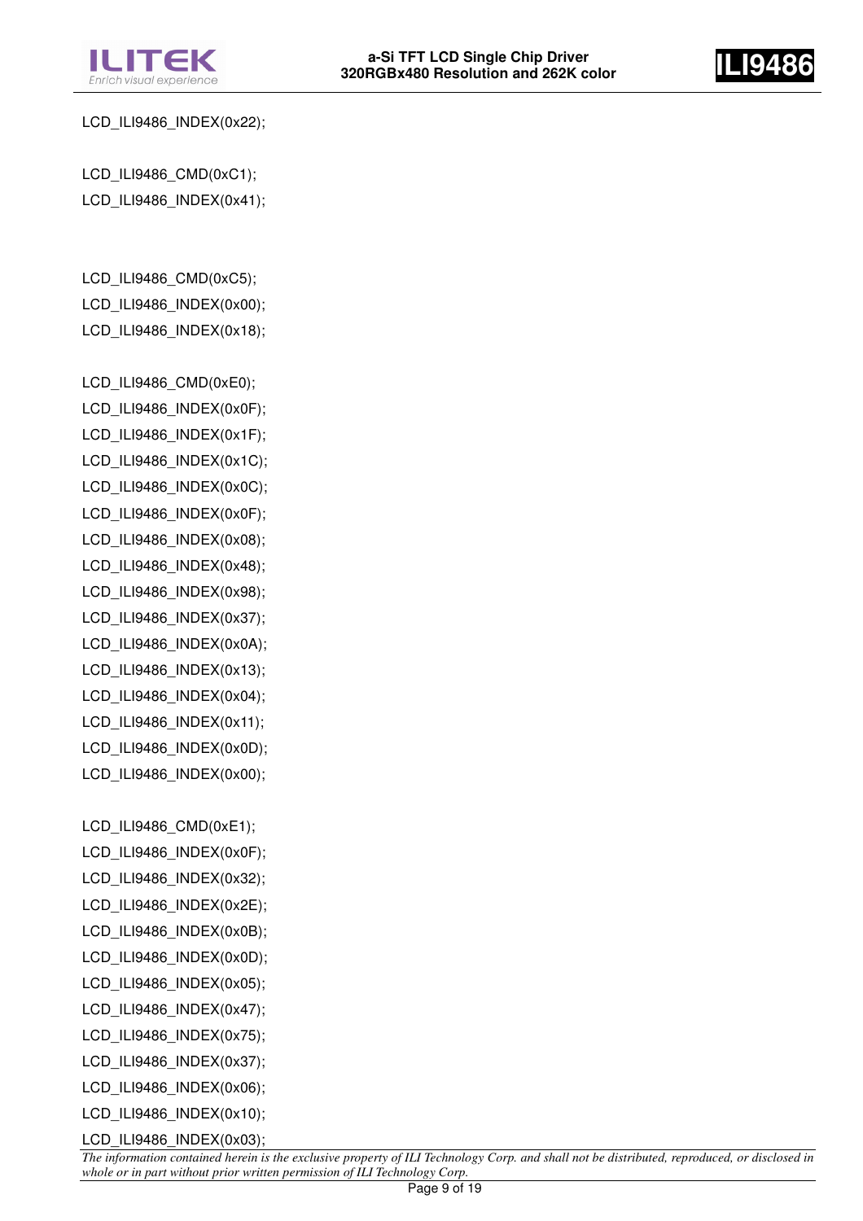```
LCD_ILI9486_INDEX(0x22);

LCD_ILI9486_CMD(0xC1);
LCD_ILI9486_INDEX(0x41);


LCD_ILI9486_CMD(0xC5);
LCD_ILI9486_INDEX(0x00);
LCD_ILI9486_INDEX(0x18);

LCD_ILI9486_CMD(0xE0);
LCD_ILI9486_INDEX(0x0F);
LCD_ILI9486_INDEX(0x1F);
LCD_ILI9486_INDEX(0x1C);
LCD_ILI9486_INDEX(0x0C);
LCD_ILI9486_INDEX(0x0F);
LCD_ILI9486_INDEX(0x08);
LCD_ILI9486_INDEX(0x48);
LCD_ILI9486_INDEX(0x98);
LCD_ILI9486_INDEX(0x37);
LCD_ILI9486_INDEX(0x0A);
LCD_ILI9486_INDEX(0x13);
LCD_ILI9486_INDEX(0x04);
LCD_ILI9486_INDEX(0x11);
LCD_ILI9486_INDEX(0x0D);
LCD_ILI9486_INDEX(0x00);

LCD_ILI9486_CMD(0xE1);
LCD_ILI9486_INDEX(0x0F);
LCD_ILI9486_INDEX(0x32);
LCD_ILI9486_INDEX(0x2E);
LCD_ILI9486_INDEX(0x0B);
LCD_ILI9486_INDEX(0x0D);
LCD_ILI9486_INDEX(0x05);
LCD_ILI9486_INDEX(0x47);
LCD_ILI9486_INDEX(0x75);
LCD_ILI9486_INDEX(0x37);
LCD_ILI9486_INDEX(0x06);
LCD_ILI9486_INDEX(0x10);
LCD_ILI9486_INDEX(0x03);
```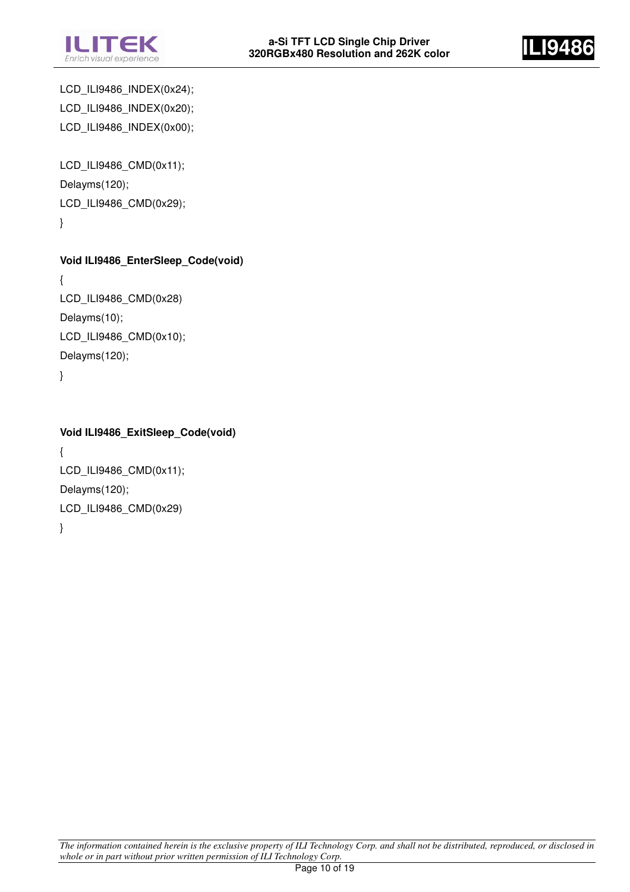```
LCD_ILI9486_INDEX(0x24);
LCD_ILI9486_INDEX(0x20);
LCD_ILI9486_INDEX(0x00);

LCD_ILI9486_CMD(0x11);
Delayms(120);
LCD_ILI9486_CMD(0x29);
}
```

**Void ILI9486_EnterSleep_Code(void)**

```
{
LCD_ILI9486_CMD(0x28)
Delayms(10);
LCD_ILI9486_CMD(0x10);
Delayms(120);
}
```

**Void ILI9486_ExitSleep_Code(void)**

```
{
LCD_ILI9486_CMD(0x11);
Delayms(120);
LCD_ILI9486_CMD(0x29)
}
```

*The information contained herein is the exclusive property of ILI Technology Corp. and shall not be distributed, reproduced, or disclosed in whole or in part without prior written permission of ILI Technology Corp.*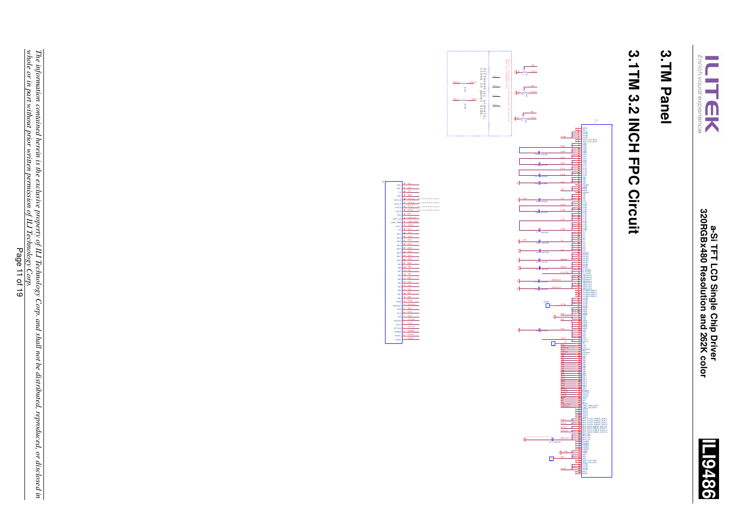# 3.TM Panel

## 3.1TM 3.2 INCH FPC Circuit

Differential signals, close to panel side.

*The information contained herein is the exclusive property of ILI Technology Corp. and shall not be distributed, reproduced, or disclosed in whole or in part without prior written permission of ILI Technology Corp.*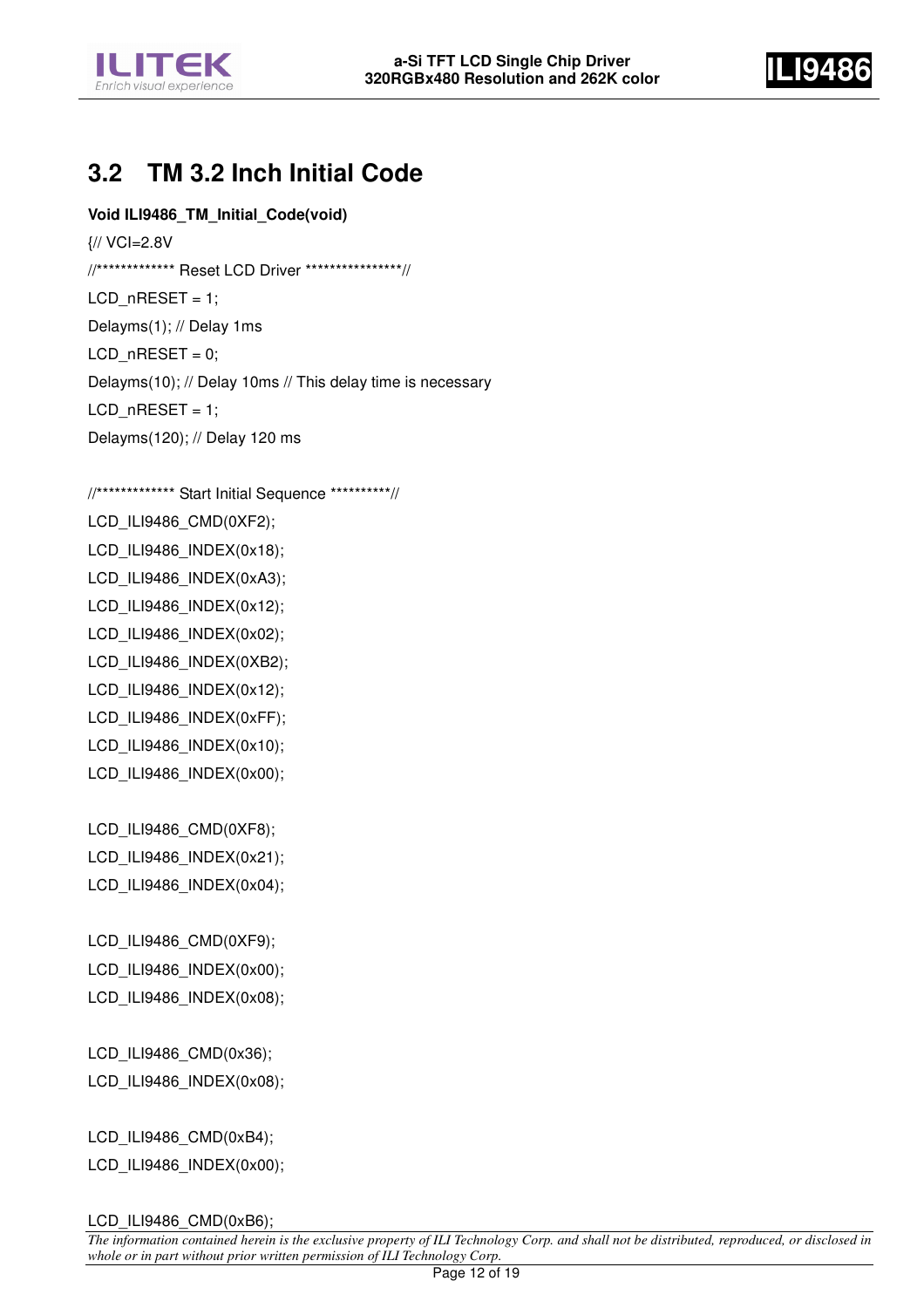## 3.2 TM 3.2 Inch Initial Code

**Void ILI9486_TM_Initial_Code(void)**

```
{// VCI=2.8V
//************* Reset LCD Driver ****************//
LCD_nRESET = 1;
Delayms(1); // Delay 1ms
LCD_nRESET = 0;
Delayms(10); // Delay 10ms // This delay time is necessary
LCD_nRESET = 1;
Delayms(120); // Delay 120 ms

//************* Start Initial Sequence **********//
LCD_ILI9486_CMD(0XF2);
LCD_ILI9486_INDEX(0x18);
LCD_ILI9486_INDEX(0xA3);
LCD_ILI9486_INDEX(0x12);
LCD_ILI9486_INDEX(0x02);
LCD_ILI9486_INDEX(0XB2);
LCD_ILI9486_INDEX(0x12);
LCD_ILI9486_INDEX(0xFF);
LCD_ILI9486_INDEX(0x10);
LCD_ILI9486_INDEX(0x00);

LCD_ILI9486_CMD(0XF8);
LCD_ILI9486_INDEX(0x21);
LCD_ILI9486_INDEX(0x04);

LCD_ILI9486_CMD(0XF9);
LCD_ILI9486_INDEX(0x00);
LCD_ILI9486_INDEX(0x08);

LCD_ILI9486_CMD(0x36);
LCD_ILI9486_INDEX(0x08);

LCD_ILI9486_CMD(0xB4);
LCD_ILI9486_INDEX(0x00);

LCD_ILI9486_CMD(0xB6);
```

*The information contained herein is the exclusive property of ILI Technology Corp. and shall not be distributed, reproduced, or disclosed in whole or in part without prior written permission of ILI Technology Corp.*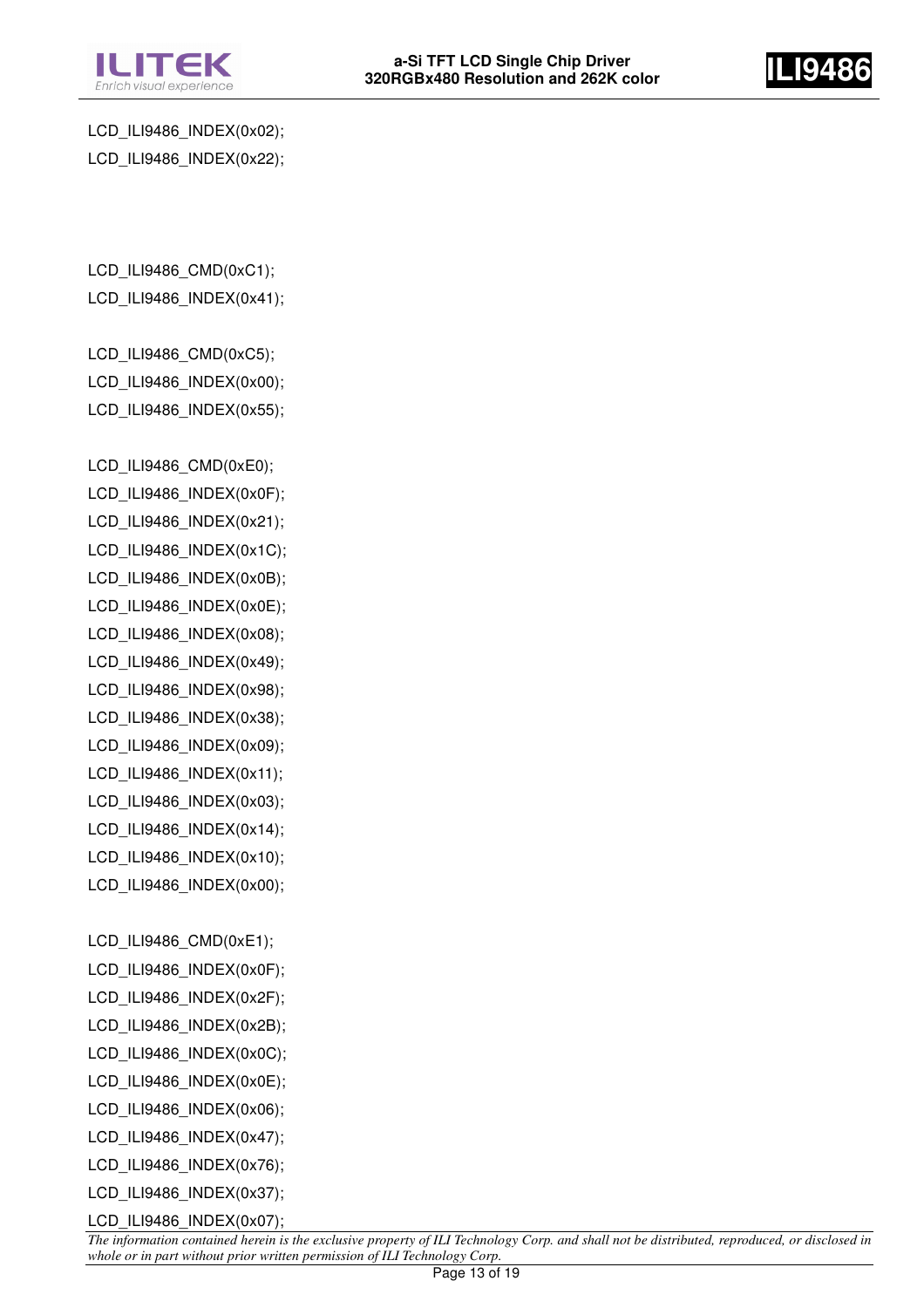```
LCD_ILI9486_INDEX(0x02);
LCD_ILI9486_INDEX(0x22);



LCD_ILI9486_CMD(0xC1);
LCD_ILI9486_INDEX(0x41);

LCD_ILI9486_CMD(0xC5);
LCD_ILI9486_INDEX(0x00);
LCD_ILI9486_INDEX(0x55);

LCD_ILI9486_CMD(0xE0);
LCD_ILI9486_INDEX(0x0F);
LCD_ILI9486_INDEX(0x21);
LCD_ILI9486_INDEX(0x1C);
LCD_ILI9486_INDEX(0x0B);
LCD_ILI9486_INDEX(0x0E);
LCD_ILI9486_INDEX(0x08);
LCD_ILI9486_INDEX(0x49);
LCD_ILI9486_INDEX(0x98);
LCD_ILI9486_INDEX(0x38);
LCD_ILI9486_INDEX(0x09);
LCD_ILI9486_INDEX(0x11);
LCD_ILI9486_INDEX(0x03);
LCD_ILI9486_INDEX(0x14);
LCD_ILI9486_INDEX(0x10);
LCD_ILI9486_INDEX(0x00);

LCD_ILI9486_CMD(0xE1);
LCD_ILI9486_INDEX(0x0F);
LCD_ILI9486_INDEX(0x2F);
LCD_ILI9486_INDEX(0x2B);
LCD_ILI9486_INDEX(0x0C);
LCD_ILI9486_INDEX(0x0E);
LCD_ILI9486_INDEX(0x06);
LCD_ILI9486_INDEX(0x47);
LCD_ILI9486_INDEX(0x76);
LCD_ILI9486_INDEX(0x37);
LCD_ILI9486_INDEX(0x07);
```

*The information contained herein is the exclusive property of ILI Technology Corp. and shall not be distributed, reproduced, or disclosed in whole or in part without prior written permission of ILI Technology Corp.*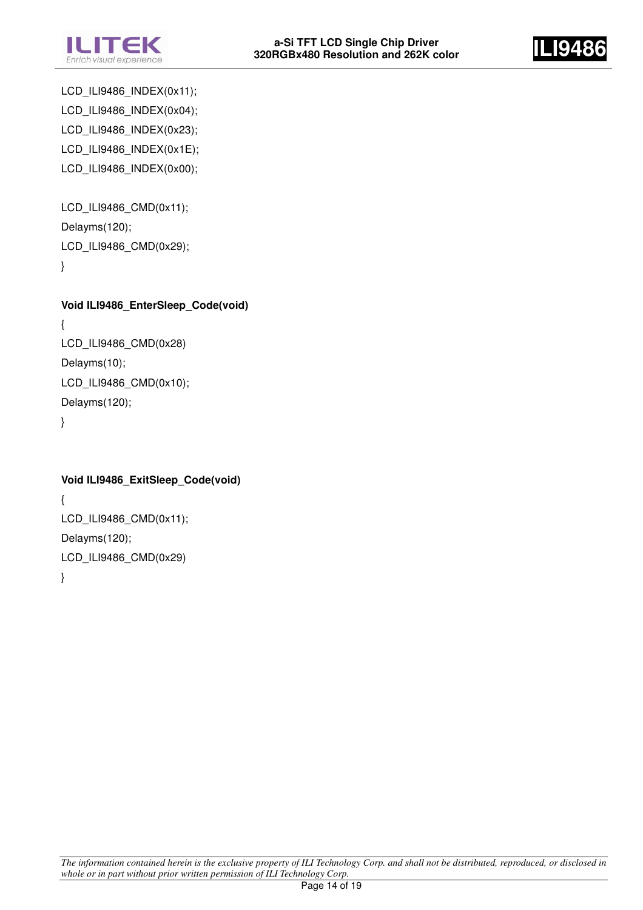```
LCD_ILI9486_INDEX(0x11);
LCD_ILI9486_INDEX(0x04);
LCD_ILI9486_INDEX(0x23);
LCD_ILI9486_INDEX(0x1E);
LCD_ILI9486_INDEX(0x00);

LCD_ILI9486_CMD(0x11);
Delayms(120);
LCD_ILI9486_CMD(0x29);
}
```

**Void ILI9486_EnterSleep_Code(void)**

```
{
LCD_ILI9486_CMD(0x28)
Delayms(10);
LCD_ILI9486_CMD(0x10);
Delayms(120);
}
```

**Void ILI9486_ExitSleep_Code(void)**

```
{
LCD_ILI9486_CMD(0x11);
Delayms(120);
LCD_ILI9486_CMD(0x29)
}
```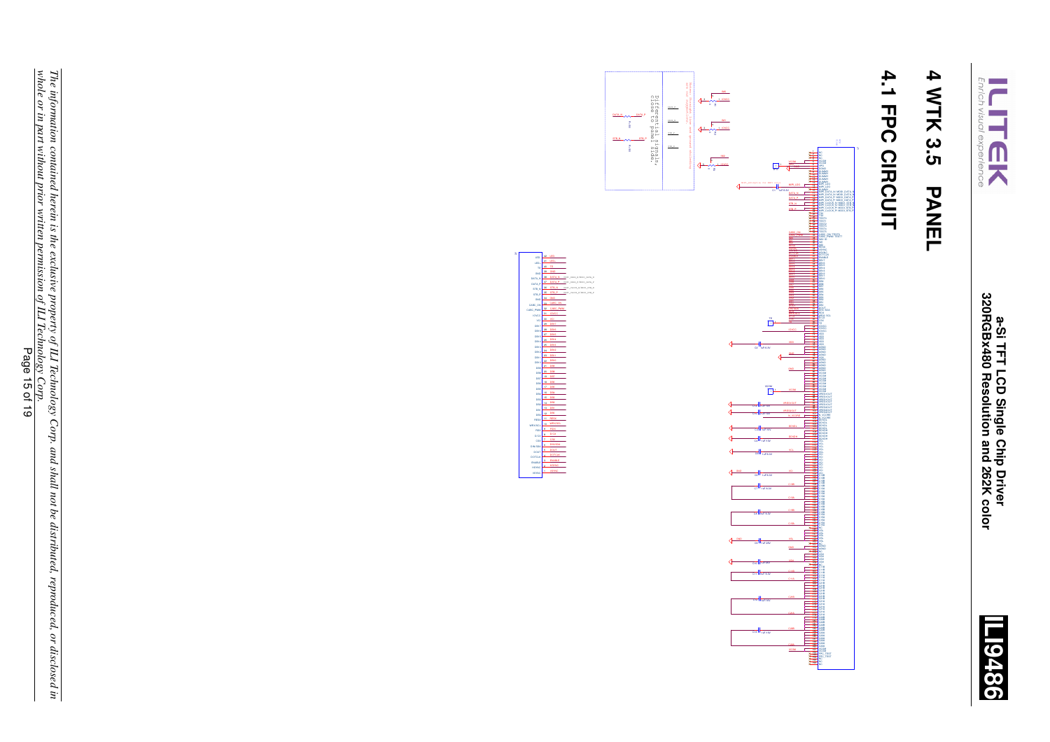# 4 WTK 3.5 PANEL

## 4.1 FPC CIRCUIT

Differential signals, close to panel side.

*The information contained herein is the exclusive property of ILI Technology Corp. and shall not be distributed, reproduced, or disclosed in whole or in part without prior written permission of ILI Technology Corp.*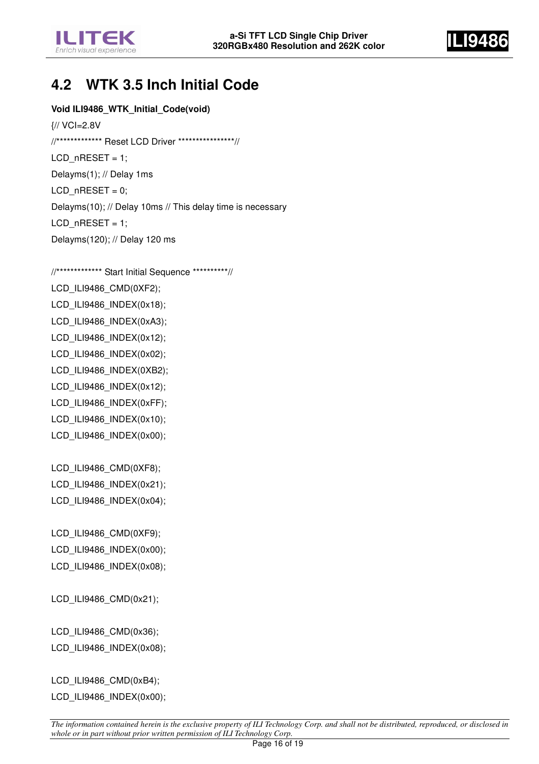## 4.2 WTK 3.5 Inch Initial Code

**Void ILI9486_WTK_Initial_Code(void)**

```
{// VCI=2.8V
//************* Reset LCD Driver ****************//
LCD_nRESET = 1;
Delayms(1); // Delay 1ms
LCD_nRESET = 0;
Delayms(10); // Delay 10ms // This delay time is necessary
LCD_nRESET = 1;
Delayms(120); // Delay 120 ms

//************* Start Initial Sequence **********//
LCD_ILI9486_CMD(0XF2);
LCD_ILI9486_INDEX(0x18);
LCD_ILI9486_INDEX(0xA3);
LCD_ILI9486_INDEX(0x12);
LCD_ILI9486_INDEX(0x02);
LCD_ILI9486_INDEX(0XB2);
LCD_ILI9486_INDEX(0x12);
LCD_ILI9486_INDEX(0xFF);
LCD_ILI9486_INDEX(0x10);
LCD_ILI9486_INDEX(0x00);

LCD_ILI9486_CMD(0XF8);
LCD_ILI9486_INDEX(0x21);
LCD_ILI9486_INDEX(0x04);

LCD_ILI9486_CMD(0XF9);
LCD_ILI9486_INDEX(0x00);
LCD_ILI9486_INDEX(0x08);

LCD_ILI9486_CMD(0x21);

LCD_ILI9486_CMD(0x36);
LCD_ILI9486_INDEX(0x08);

LCD_ILI9486_CMD(0xB4);
LCD_ILI9486_INDEX(0x00);
```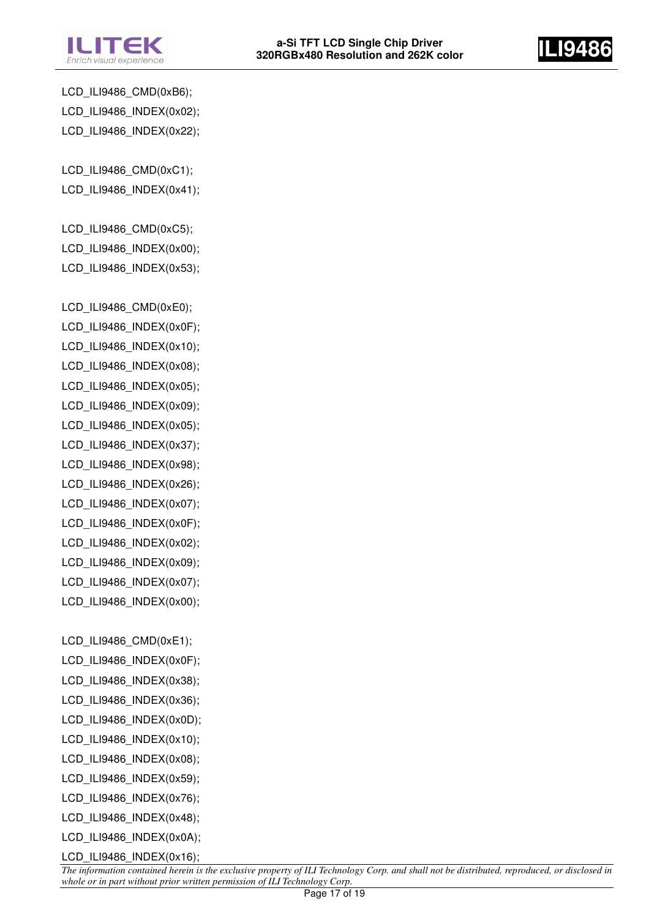```
LCD_ILI9486_CMD(0xB6);
LCD_ILI9486_INDEX(0x02);
LCD_ILI9486_INDEX(0x22);

LCD_ILI9486_CMD(0xC1);
LCD_ILI9486_INDEX(0x41);

LCD_ILI9486_CMD(0xC5);
LCD_ILI9486_INDEX(0x00);
LCD_ILI9486_INDEX(0x53);

LCD_ILI9486_CMD(0xE0);
LCD_ILI9486_INDEX(0x0F);
LCD_ILI9486_INDEX(0x10);
LCD_ILI9486_INDEX(0x08);
LCD_ILI9486_INDEX(0x05);
LCD_ILI9486_INDEX(0x09);
LCD_ILI9486_INDEX(0x05);
LCD_ILI9486_INDEX(0x37);
LCD_ILI9486_INDEX(0x98);
LCD_ILI9486_INDEX(0x26);
LCD_ILI9486_INDEX(0x07);
LCD_ILI9486_INDEX(0x0F);
LCD_ILI9486_INDEX(0x02);
LCD_ILI9486_INDEX(0x09);
LCD_ILI9486_INDEX(0x07);
LCD_ILI9486_INDEX(0x00);

LCD_ILI9486_CMD(0xE1);
LCD_ILI9486_INDEX(0x0F);
LCD_ILI9486_INDEX(0x38);
LCD_ILI9486_INDEX(0x36);
LCD_ILI9486_INDEX(0x0D);
LCD_ILI9486_INDEX(0x10);
LCD_ILI9486_INDEX(0x08);
LCD_ILI9486_INDEX(0x59);
LCD_ILI9486_INDEX(0x76);
LCD_ILI9486_INDEX(0x48);
LCD_ILI9486_INDEX(0x0A);
LCD_ILI9486_INDEX(0x16);
```

*The information contained herein is the exclusive property of ILI Technology Corp. and shall not be distributed, reproduced, or disclosed in whole or in part without prior written permission of ILI Technology Corp.*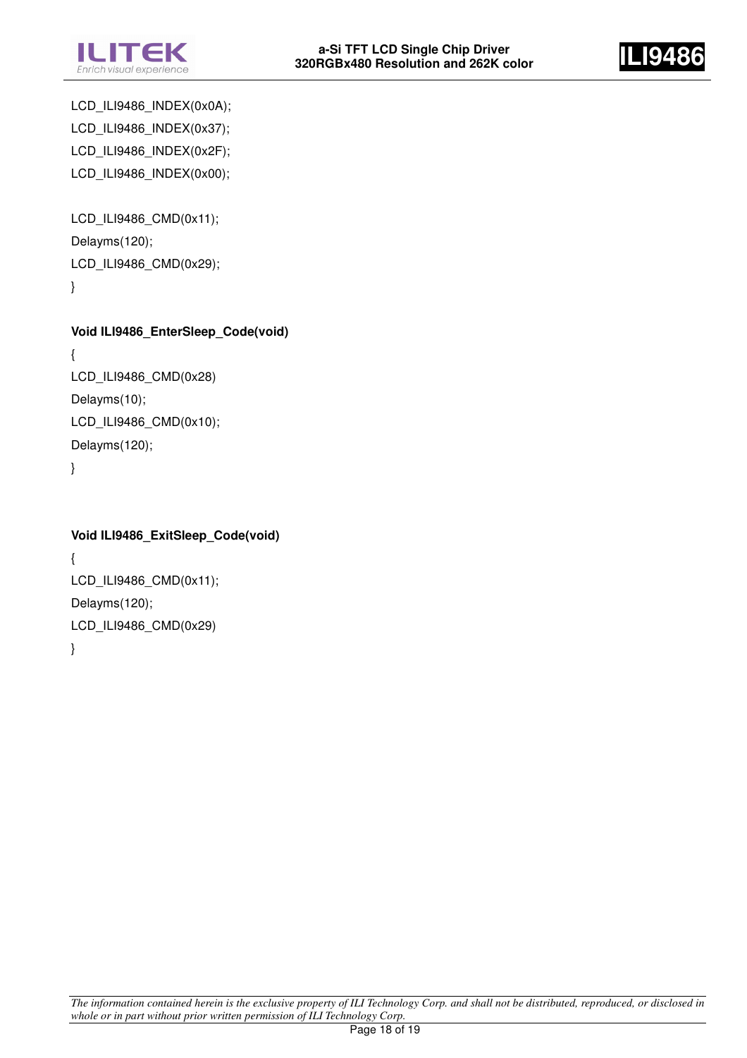```
LCD_ILI9486_INDEX(0x0A);
LCD_ILI9486_INDEX(0x37);
LCD_ILI9486_INDEX(0x2F);
LCD_ILI9486_INDEX(0x00);

LCD_ILI9486_CMD(0x11);
Delayms(120);
LCD_ILI9486_CMD(0x29);
}
```

**Void ILI9486_EnterSleep_Code(void)**

```
{
LCD_ILI9486_CMD(0x28)
Delayms(10);
LCD_ILI9486_CMD(0x10);
Delayms(120);
}
```

**Void ILI9486_ExitSleep_Code(void)**

```
{
LCD_ILI9486_CMD(0x11);
Delayms(120);
LCD_ILI9486_CMD(0x29)
}
```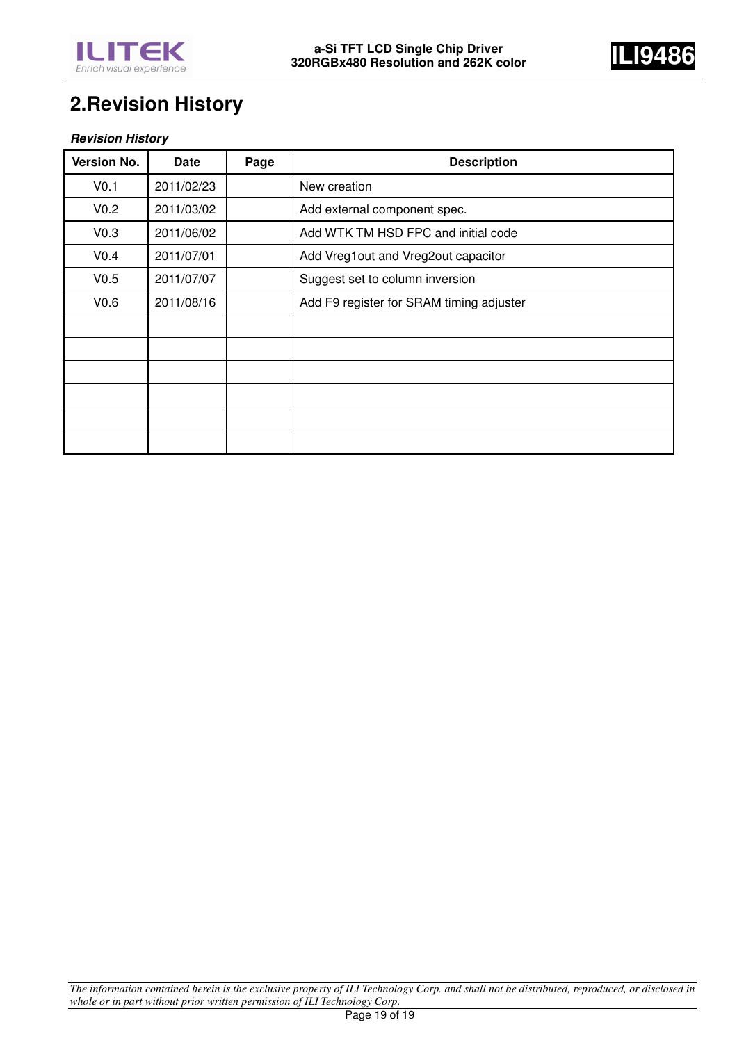# 2.Revision History

***Revision History***

| Version No. | Date | Page | Description |
|---|---|---|---|
| V0.1 | 2011/02/23 | | New creation |
| V0.2 | 2011/03/02 | | Add external component spec. |
| V0.3 | 2011/06/02 | | Add WTK TM HSD FPC and initial code |
| V0.4 | 2011/07/01 | | Add Vreg1out and Vreg2out capacitor |
| V0.5 | 2011/07/07 | | Suggest set to column inversion |
| V0.6 | 2011/08/16 | | Add F9 register for SRAM timing adjuster |
| | | | |
| | | | |
| | | | |
| | | | |
| | | | |
| | | | |